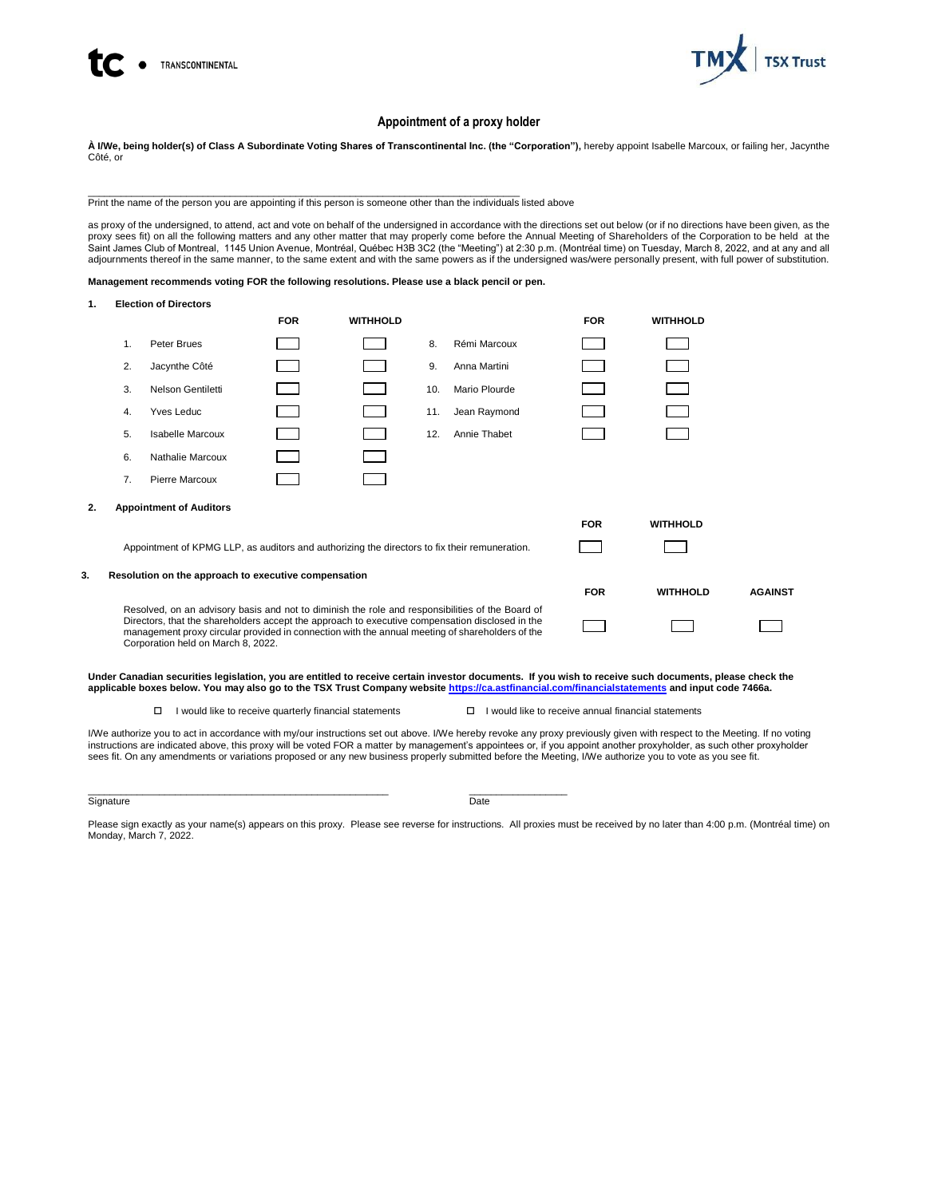tc • TRANSCONTINENTAL

TMX | TSX Trust

## Appointment of a proxy holder

**À I/We, being holder(s) of Class A Subordinate Voting Shares of Transcontinental Inc. (the "Corporation"),** hereby appoint Isabelle Marcoux, or failing her, Jacynthe Côté, or

\_\_\_\_\_\_\_\_\_\_\_\_\_\_\_\_\_\_\_\_\_\_\_\_\_\_\_\_\_\_\_\_\_\_\_\_\_\_\_\_\_\_\_\_\_\_\_\_\_\_\_\_\_\_\_\_\_\_\_\_\_\_\_\_\_\_\_\_\_\_\_\_
Print the name of the person you are appointing if this person is someone other than the individuals listed above

as proxy of the undersigned, to attend, act and vote on behalf of the undersigned in accordance with the directions set out below (or if no directions have been given, as the proxy sees fit) on all the following matters and any other matter that may properly come before the Annual Meeting of Shareholders of the Corporation to be held at the Saint James Club of Montreal, 1145 Union Avenue, Montréal, Québec H3B 3C2 (the "Meeting") at 2:30 p.m. (Montréal time) on Tuesday, March 8, 2022, and at any and all adjournments thereof in the same manner, to the same extent and with the same powers as if the undersigned was/were personally present, with full power of substitution.

**Management recommends voting FOR the following resolutions. Please use a black pencil or pen.**

**1. Election of Directors**

| | | FOR | WITHHOLD | | | FOR | WITHHOLD |
|---|---|---|---|---|---|---|---|
| 1. | Peter Brues | ☐ | ☐ | 8. | Rémi Marcoux | ☐ | ☐ |
| 2. | Jacynthe Côté | ☐ | ☐ | 9. | Anna Martini | ☐ | ☐ |
| 3. | Nelson Gentiletti | ☐ | ☐ | 10. | Mario Plourde | ☐ | ☐ |
| 4. | Yves Leduc | ☐ | ☐ | 11. | Jean Raymond | ☐ | ☐ |
| 5. | Isabelle Marcoux | ☐ | ☐ | 12. | Annie Thabet | ☐ | ☐ |
| 6. | Nathalie Marcoux | ☐ | ☐ | | | | |
| 7. | Pierre Marcoux | ☐ | ☐ | | | | |

**2. Appointment of Auditors**

| | FOR | WITHHOLD |
|---|---|---|
| Appointment of KPMG LLP, as auditors and authorizing the directors to fix their remuneration. | ☐ | ☐ |

**3. Resolution on the approach to executive compensation**

| | FOR | WITHHOLD | AGAINST |
|---|---|---|---|
| Resolved, on an advisory basis and not to diminish the role and responsibilities of the Board of Directors, that the shareholders accept the approach to executive compensation disclosed in the management proxy circular provided in connection with the annual meeting of shareholders of the Corporation held on March 8, 2022. | ☐ | ☐ | ☐ |

**Under Canadian securities legislation, you are entitled to receive certain investor documents. If you wish to receive such documents, please check the applicable boxes below. You may also go to the TSX Trust Company website [https://ca.astfinancial.com/financialstatements](https://ca.astfinancial.com/financialstatements) and input code 7466a.**

☐ I would like to receive quarterly financial statements ☐ I would like to receive annual financial statements

I/We authorize you to act in accordance with my/our instructions set out above. I/We hereby revoke any proxy previously given with respect to the Meeting. If no voting instructions are indicated above, this proxy will be voted FOR a matter by management's appointees or, if you appoint another proxyholder, as such other proxyholder sees fit. On any amendments or variations proposed or any new business properly submitted before the Meeting, I/We authorize you to vote as you see fit.

\_\_\_\_\_\_\_\_\_\_\_\_\_\_\_\_\_\_\_\_\_\_\_\_\_\_\_\_\_\_\_\_\_\_\_\_\_\_\_\_\_\_\_\_\_\_\_\_\_\_ \_\_\_\_\_\_\_\_\_\_\_\_\_\_\_\_\_\_
Signature Date

Please sign exactly as your name(s) appears on this proxy. Please see reverse for instructions. All proxies must be received by no later than 4:00 p.m. (Montréal time) on Monday, March 7, 2022.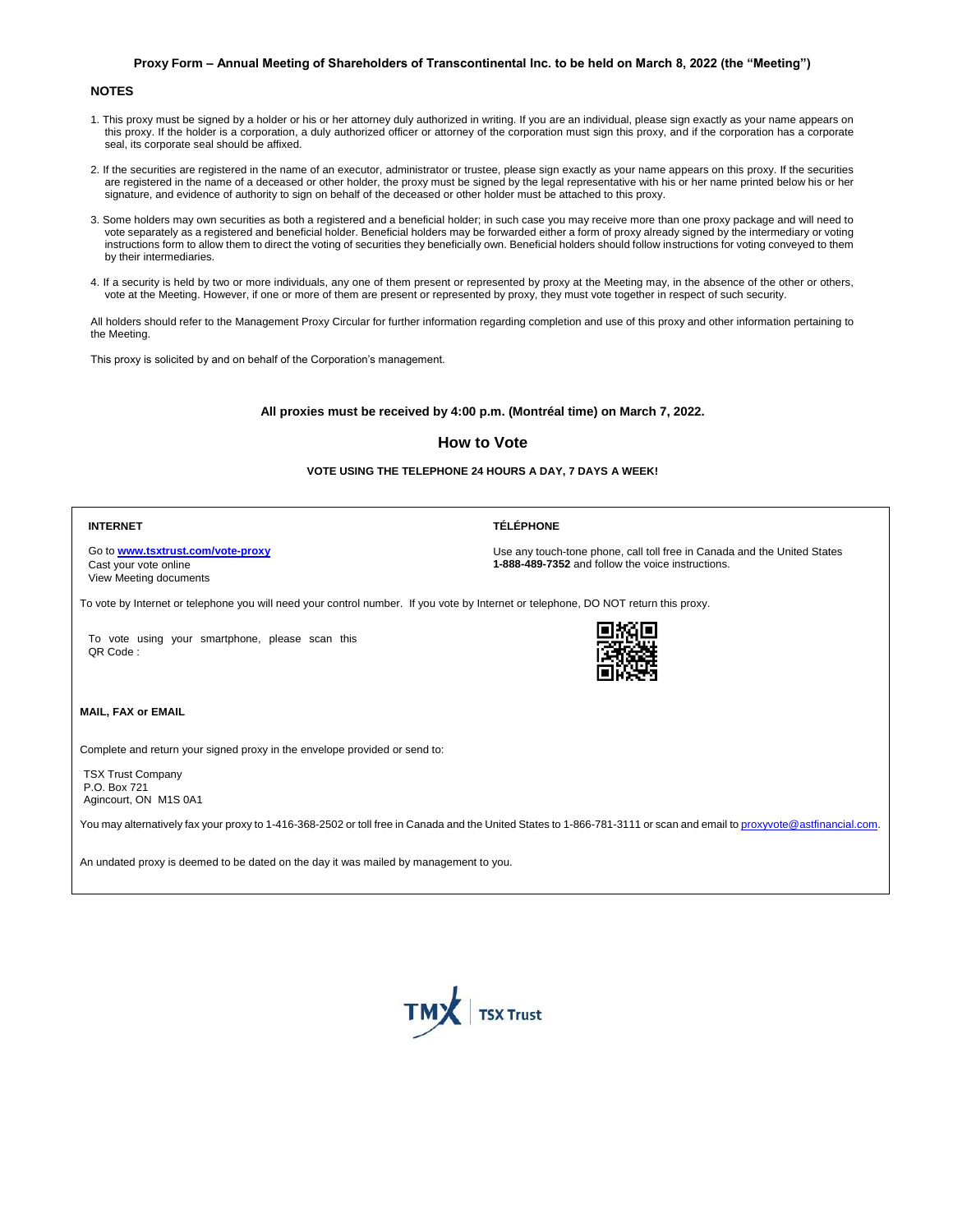**Proxy Form – Annual Meeting of Shareholders of Transcontinental Inc. to be held on March 8, 2022 (the "Meeting")**

## NOTES

1. This proxy must be signed by a holder or his or her attorney duly authorized in writing. If you are an individual, please sign exactly as your name appears on this proxy. If the holder is a corporation, a duly authorized officer or attorney of the corporation must sign this proxy, and if the corporation has a corporate seal, its corporate seal should be affixed.
2. If the securities are registered in the name of an executor, administrator or trustee, please sign exactly as your name appears on this proxy. If the securities are registered in the name of a deceased or other holder, the proxy must be signed by the legal representative with his or her name printed below his or her signature, and evidence of authority to sign on behalf of the deceased or other holder must be attached to this proxy.
3. Some holders may own securities as both a registered and a beneficial holder; in such case you may receive more than one proxy package and will need to vote separately as a registered and beneficial holder. Beneficial holders may be forwarded either a form of proxy already signed by the intermediary or voting instructions form to allow them to direct the voting of securities they beneficially own. Beneficial holders should follow instructions for voting conveyed to them by their intermediaries.
4. If a security is held by two or more individuals, any one of them present or represented by proxy at the Meeting may, in the absence of the other or others, vote at the Meeting. However, if one or more of them are present or represented by proxy, they must vote together in respect of such security.

All holders should refer to the Management Proxy Circular for further information regarding completion and use of this proxy and other information pertaining to the Meeting.

This proxy is solicited by and on behalf of the Corporation's management.

**All proxies must be received by 4:00 p.m. (Montréal time) on March 7, 2022.**

## How to Vote

**VOTE USING THE TELEPHONE 24 HOURS A DAY, 7 DAYS A WEEK!**

**INTERNET**

Go to **www.tsxtrust.com/vote-proxy**
Cast your vote online
View Meeting documents

**TÉLÉPHONE**

Use any touch-tone phone, call toll free in Canada and the United States **1-888-489-7352** and follow the voice instructions.

To vote by Internet or telephone you will need your control number. If you vote by Internet or telephone, DO NOT return this proxy.

To vote using your smartphone, please scan this QR Code :

**MAIL, FAX or EMAIL**

Complete and return your signed proxy in the envelope provided or send to:

TSX Trust Company
P.O. Box 721
Agincourt, ON M1S 0A1

You may alternatively fax your proxy to 1-416-368-2502 or toll free in Canada and the United States to 1-866-781-3111 or scan and email to proxyvote@astfinancial.com.

An undated proxy is deemed to be dated on the day it was mailed by management to you.

TMX | TSX Trust